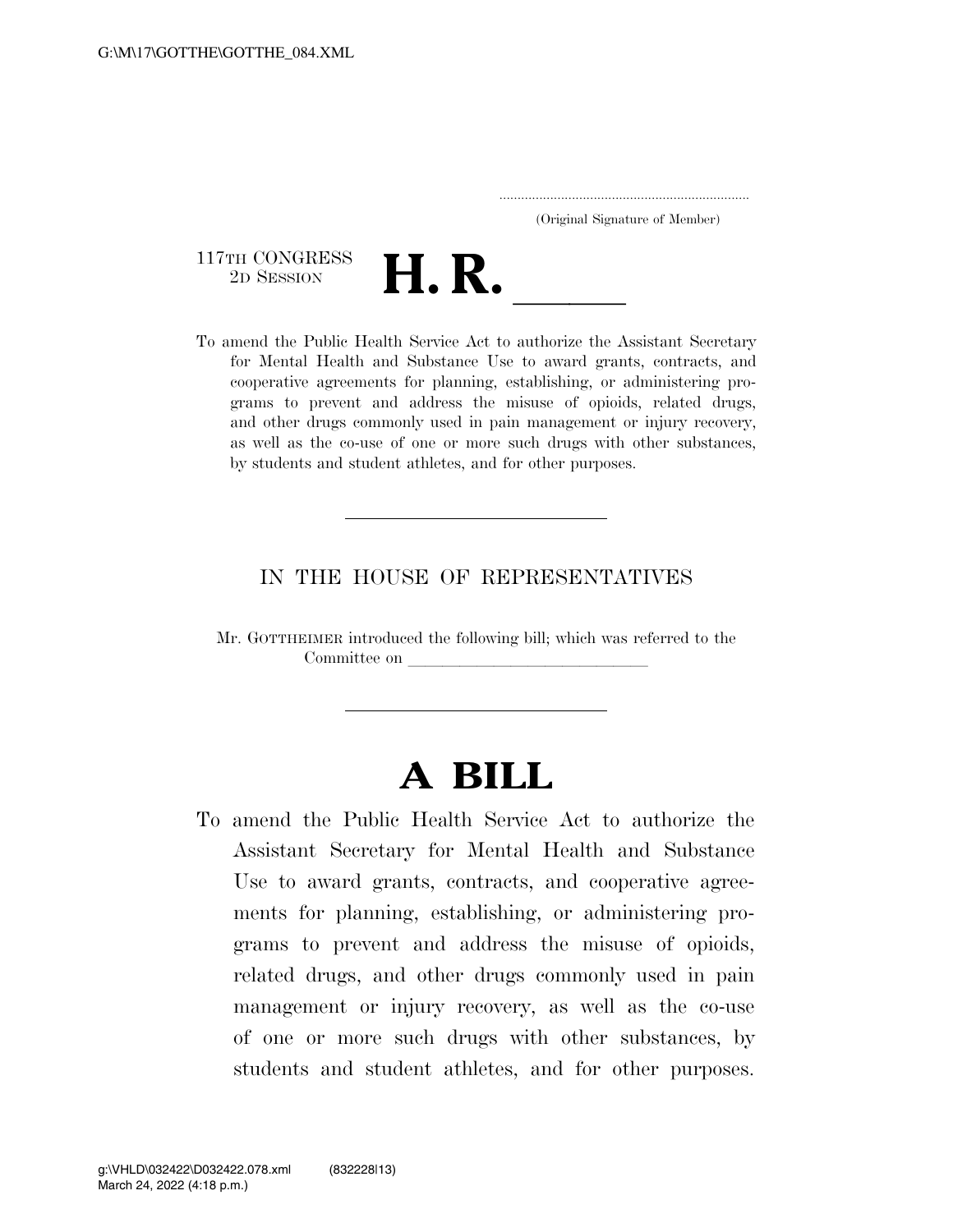(Original Signature of Member)

117TH CONGRESS
2D SESSION

# H. R. ______

To amend the Public Health Service Act to authorize the Assistant Secretary for Mental Health and Substance Use to award grants, contracts, and cooperative agreements for planning, establishing, or administering programs to prevent and address the misuse of opioids, related drugs, and other drugs commonly used in pain management or injury recovery, as well as the co-use of one or more such drugs with other substances, by students and student athletes, and for other purposes.

IN THE HOUSE OF REPRESENTATIVES

Mr. GOTTHEIMER introduced the following bill; which was referred to the Committee on ______________________________

# A BILL

To amend the Public Health Service Act to authorize the Assistant Secretary for Mental Health and Substance Use to award grants, contracts, and cooperative agreements for planning, establishing, or administering programs to prevent and address the misuse of opioids, related drugs, and other drugs commonly used in pain management or injury recovery, as well as the co-use of one or more such drugs with other substances, by students and student athletes, and for other purposes.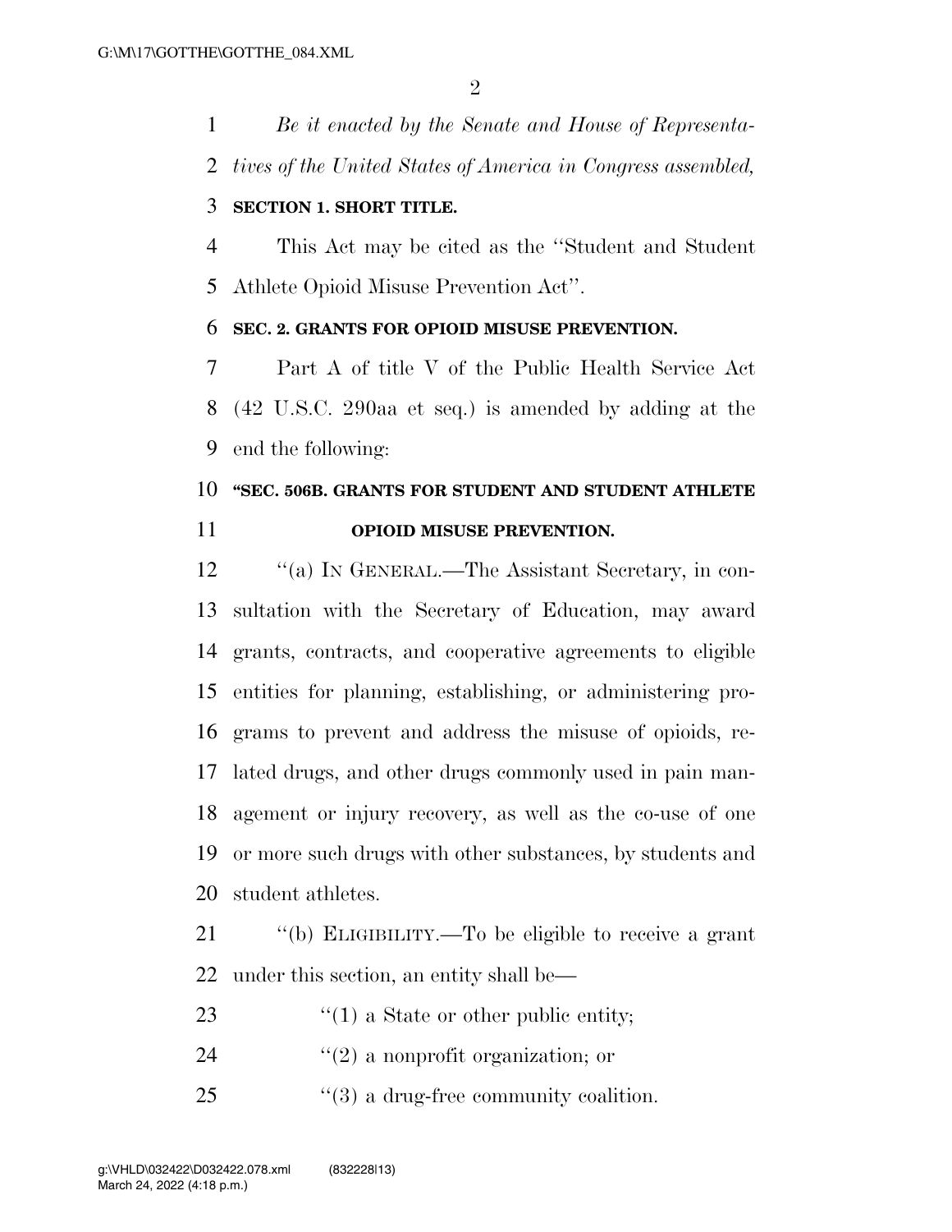*Be it enacted by the Senate and House of Representatives of the United States of America in Congress assembled,*

**SECTION 1. SHORT TITLE.**

This Act may be cited as the ''Student and Student Athlete Opioid Misuse Prevention Act''.

**SEC. 2. GRANTS FOR OPIOID MISUSE PREVENTION.**

Part A of title V of the Public Health Service Act (42 U.S.C. 290aa et seq.) is amended by adding at the end the following:

**''SEC. 506B. GRANTS FOR STUDENT AND STUDENT ATHLETE OPIOID MISUSE PREVENTION.**

''(a) IN GENERAL.—The Assistant Secretary, in consultation with the Secretary of Education, may award grants, contracts, and cooperative agreements to eligible entities for planning, establishing, or administering programs to prevent and address the misuse of opioids, related drugs, and other drugs commonly used in pain management or injury recovery, as well as the co-use of one or more such drugs with other substances, by students and student athletes.

''(b) ELIGIBILITY.—To be eligible to receive a grant under this section, an entity shall be—

''(1) a State or other public entity;

''(2) a nonprofit organization; or

''(3) a drug-free community coalition.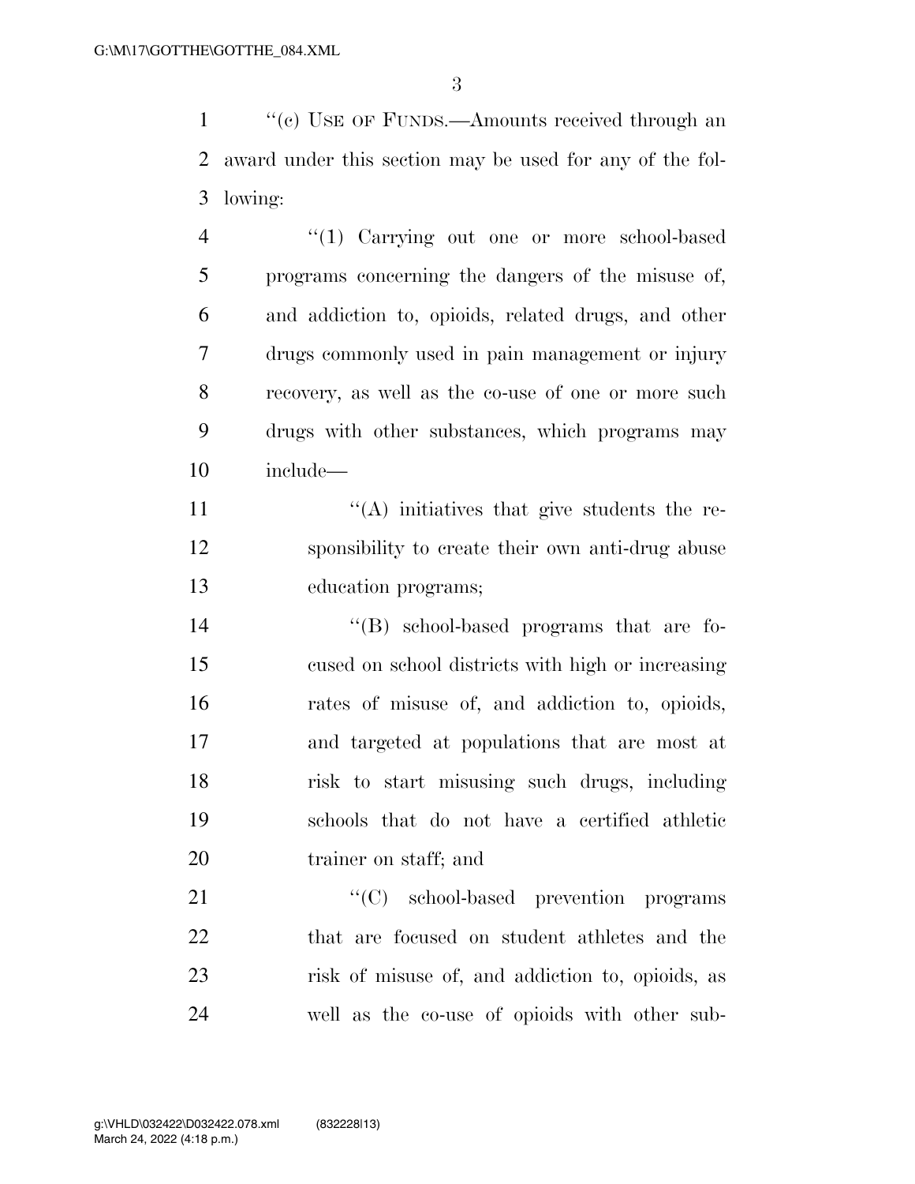''(c) USE OF FUNDS.—Amounts received through an award under this section may be used for any of the following:

''(1) Carrying out one or more school-based programs concerning the dangers of the misuse of, and addiction to, opioids, related drugs, and other drugs commonly used in pain management or injury recovery, as well as the co-use of one or more such drugs with other substances, which programs may include—

''(A) initiatives that give students the responsibility to create their own anti-drug abuse education programs;

''(B) school-based programs that are focused on school districts with high or increasing rates of misuse of, and addiction to, opioids, and targeted at populations that are most at risk to start misusing such drugs, including schools that do not have a certified athletic trainer on staff; and

''(C) school-based prevention programs that are focused on student athletes and the risk of misuse of, and addiction to, opioids, as well as the co-use of opioids with other sub-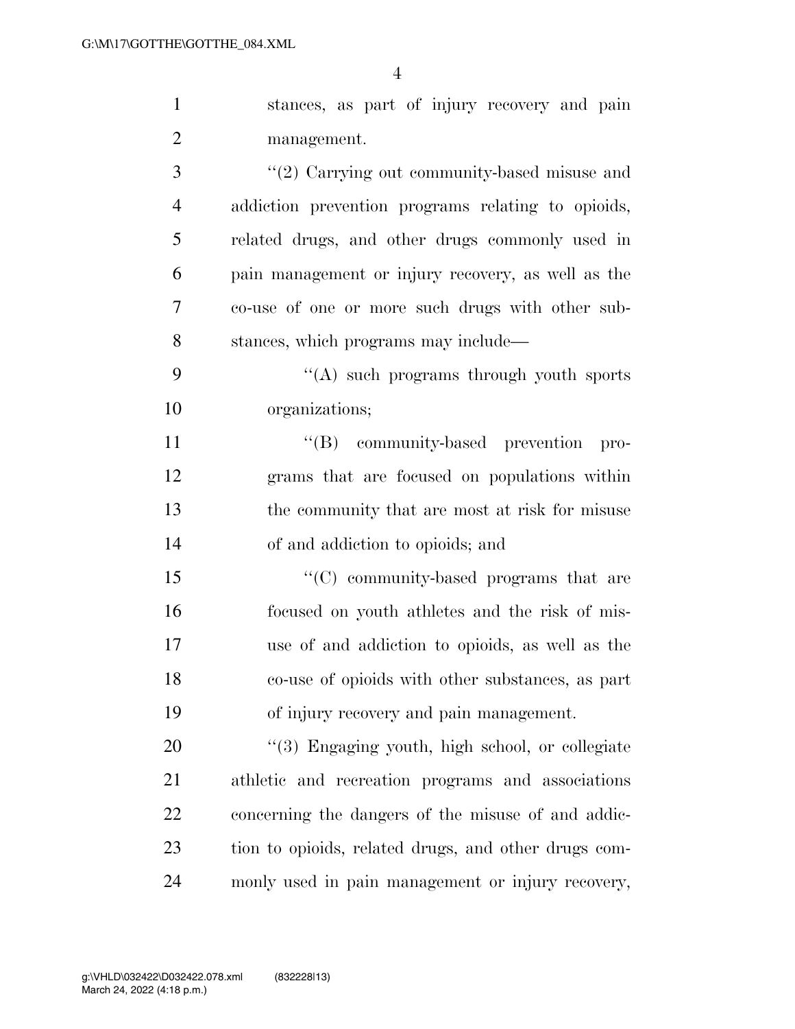stances, as part of injury recovery and pain management.

"(2) Carrying out community-based misuse and addiction prevention programs relating to opioids, related drugs, and other drugs commonly used in pain management or injury recovery, as well as the co-use of one or more such drugs with other substances, which programs may include—

"(A) such programs through youth sports organizations;

"(B) community-based prevention programs that are focused on populations within the community that are most at risk for misuse of and addiction to opioids; and

"(C) community-based programs that are focused on youth athletes and the risk of misuse of and addiction to opioids, as well as the co-use of opioids with other substances, as part of injury recovery and pain management.

"(3) Engaging youth, high school, or collegiate athletic and recreation programs and associations concerning the dangers of the misuse of and addiction to opioids, related drugs, and other drugs commonly used in pain management or injury recovery,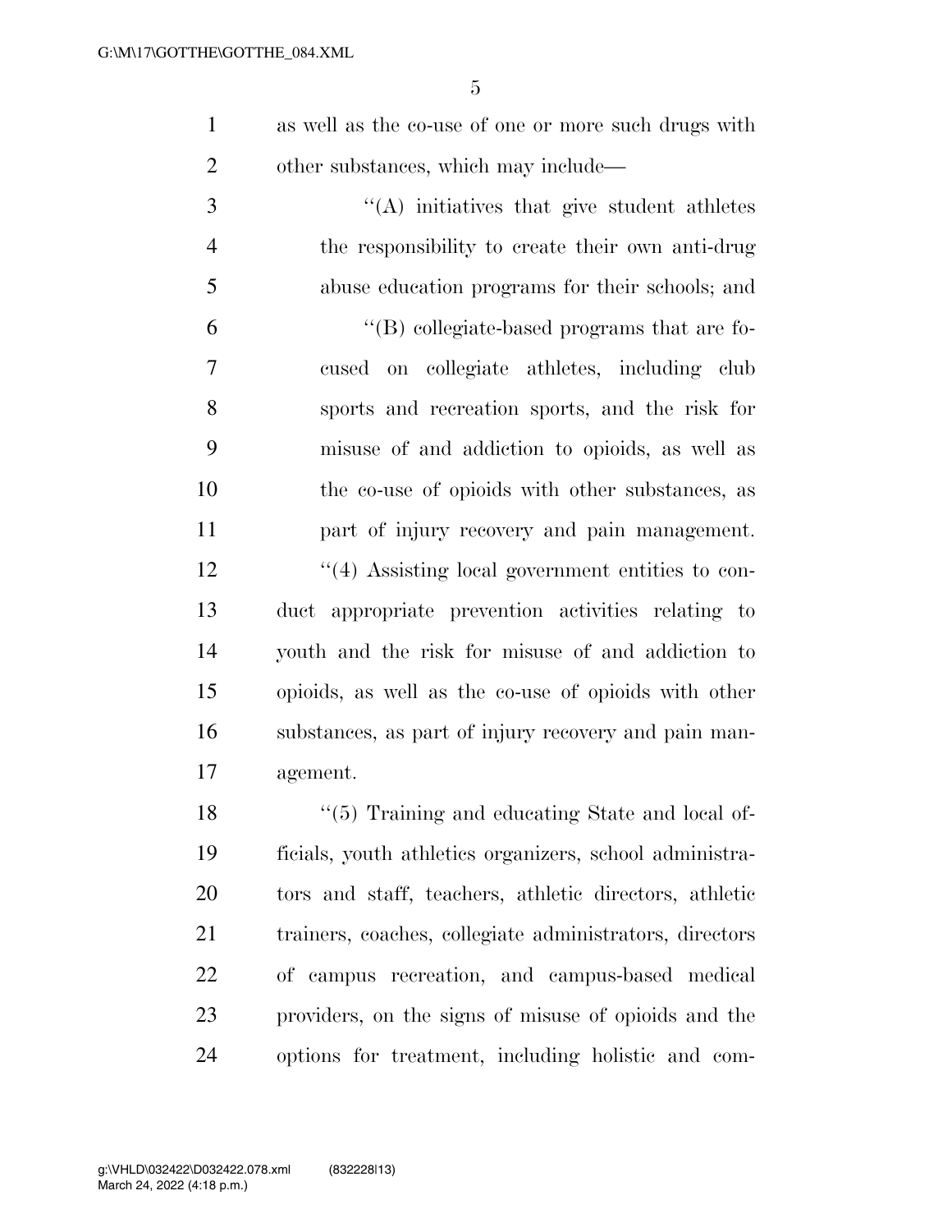as well as the co-use of one or more such drugs with other substances, which may include—

"(A) initiatives that give student athletes the responsibility to create their own anti-drug abuse education programs for their schools; and

"(B) collegiate-based programs that are focused on collegiate athletes, including club sports and recreation sports, and the risk for misuse of and addiction to opioids, as well as the co-use of opioids with other substances, as part of injury recovery and pain management.

"(4) Assisting local government entities to conduct appropriate prevention activities relating to youth and the risk for misuse of and addiction to opioids, as well as the co-use of opioids with other substances, as part of injury recovery and pain management.

"(5) Training and educating State and local officials, youth athletics organizers, school administrators and staff, teachers, athletic directors, athletic trainers, coaches, collegiate administrators, directors of campus recreation, and campus-based medical providers, on the signs of misuse of opioids and the options for treatment, including holistic and com-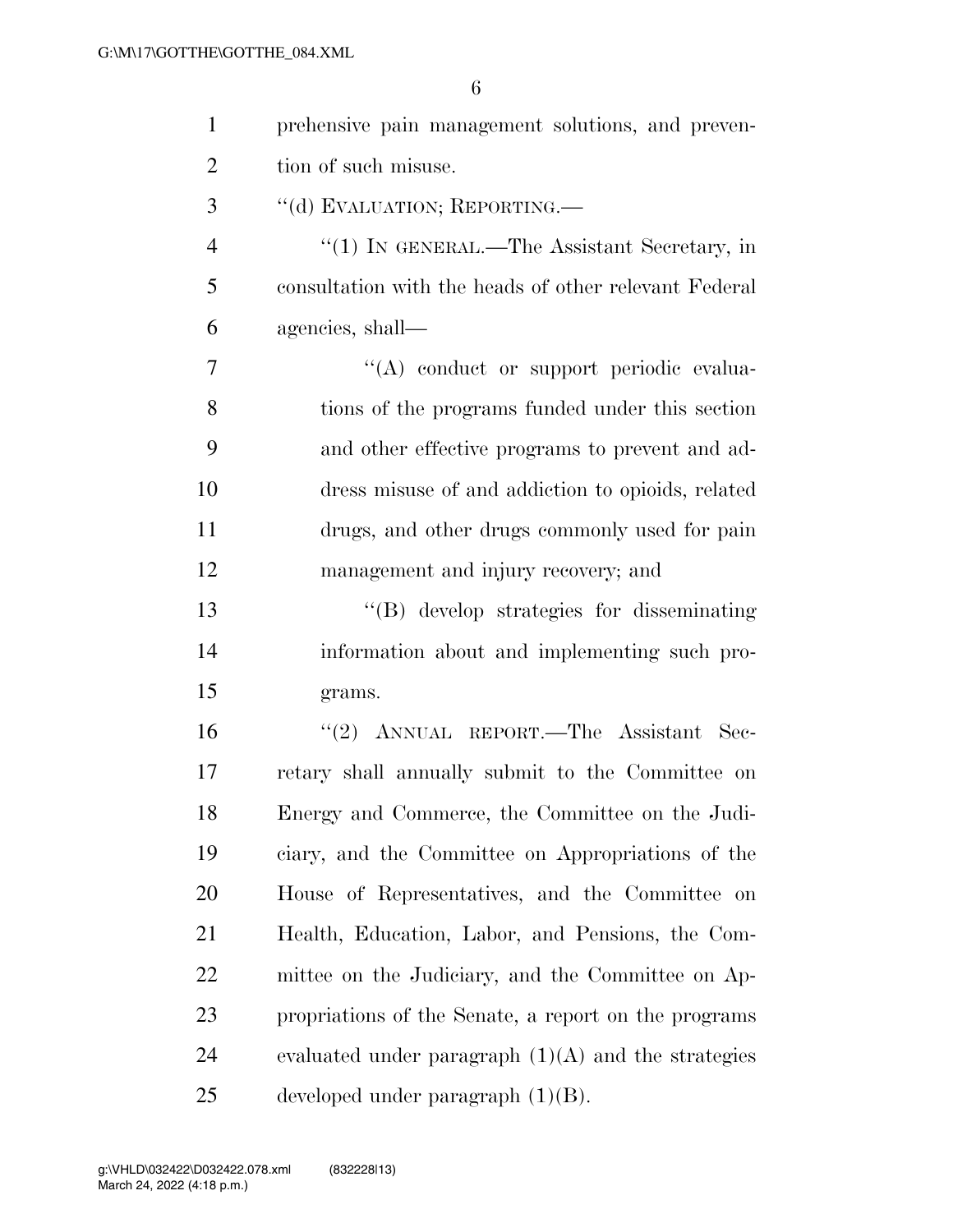prehensive pain management solutions, and prevention of such misuse.

"(d) EVALUATION; REPORTING.—

"(1) IN GENERAL.—The Assistant Secretary, in consultation with the heads of other relevant Federal agencies, shall—

"(A) conduct or support periodic evaluations of the programs funded under this section and other effective programs to prevent and address misuse of and addiction to opioids, related drugs, and other drugs commonly used for pain management and injury recovery; and

"(B) develop strategies for disseminating information about and implementing such programs.

"(2) ANNUAL REPORT.—The Assistant Secretary shall annually submit to the Committee on Energy and Commerce, the Committee on the Judiciary, and the Committee on Appropriations of the House of Representatives, and the Committee on Health, Education, Labor, and Pensions, the Committee on the Judiciary, and the Committee on Appropriations of the Senate, a report on the programs evaluated under paragraph (1)(A) and the strategies developed under paragraph (1)(B).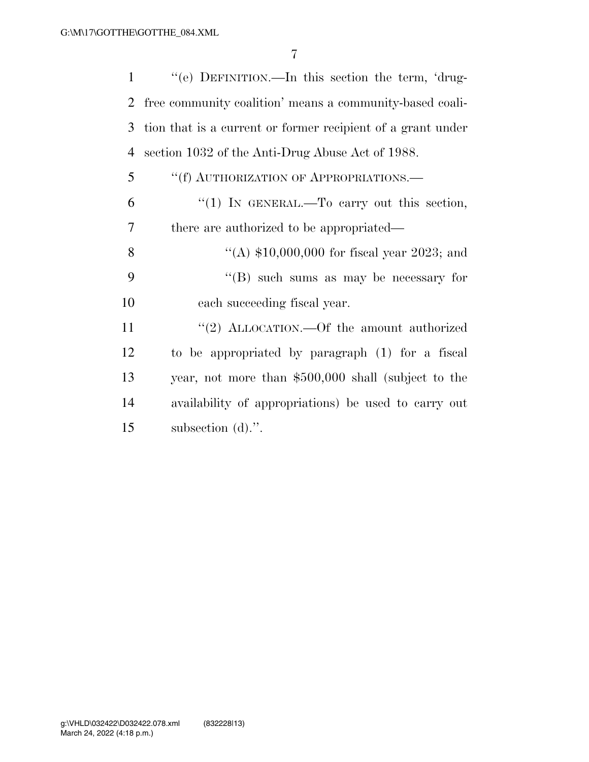"(e) DEFINITION.—In this section the term, 'drug-free community coalition' means a community-based coalition that is a current or former recipient of a grant under section 1032 of the Anti-Drug Abuse Act of 1988.

"(f) AUTHORIZATION OF APPROPRIATIONS.—

"(1) IN GENERAL.—To carry out this section, there are authorized to be appropriated—

"(A) $10,000,000 for fiscal year 2023; and

"(B) such sums as may be necessary for each succeeding fiscal year.

"(2) ALLOCATION.—Of the amount authorized to be appropriated by paragraph (1) for a fiscal year, not more than $500,000 shall (subject to the availability of appropriations) be used to carry out subsection (d).".